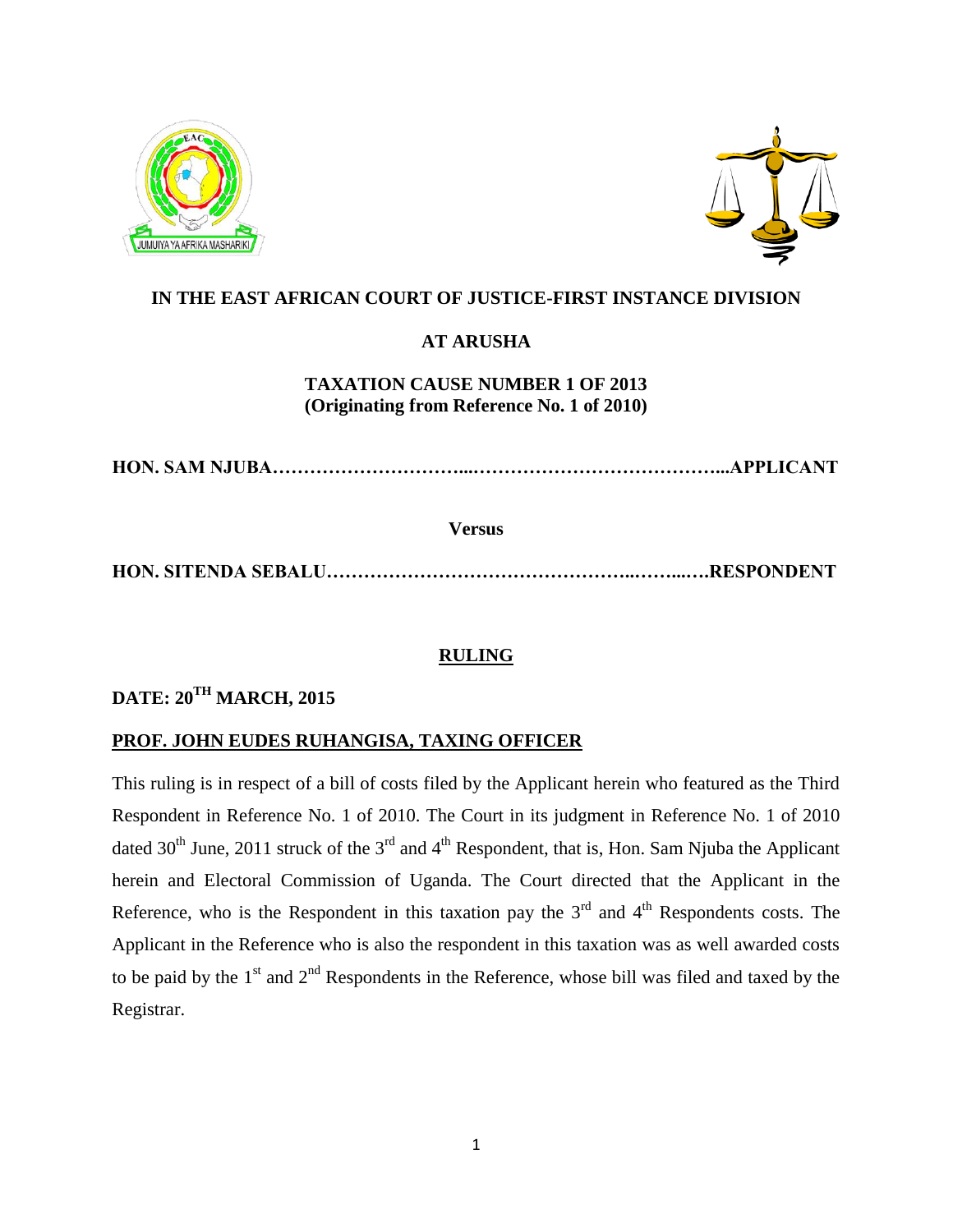**IN THE EAST AFRICAN COURT OF JUSTICE-FIRST INSTANCE DIVISION**

**AT ARUSHA**

**TAXATION CAUSE NUMBER 1 OF 2013**
**(Originating from Reference No. 1 of 2010)**

**HON. SAM NJUBA…………………………...…………………………………...APPLICANT**

**Versus**

**HON. SITENDA SEBALU………………………………………..……...….RESPONDENT**

**RULING**

**DATE: 20TH MARCH, 2015**

**PROF. JOHN EUDES RUHANGISA, TAXING OFFICER**

This ruling is in respect of a bill of costs filed by the Applicant herein who featured as the Third Respondent in Reference No. 1 of 2010. The Court in its judgment in Reference No. 1 of 2010 dated 30th June, 2011 struck of the 3rd and 4th Respondent, that is, Hon. Sam Njuba the Applicant herein and Electoral Commission of Uganda. The Court directed that the Applicant in the Reference, who is the Respondent in this taxation pay the 3rd and 4th Respondents costs. The Applicant in the Reference who is also the respondent in this taxation was as well awarded costs to be paid by the 1st and 2nd Respondents in the Reference, whose bill was filed and taxed by the Registrar.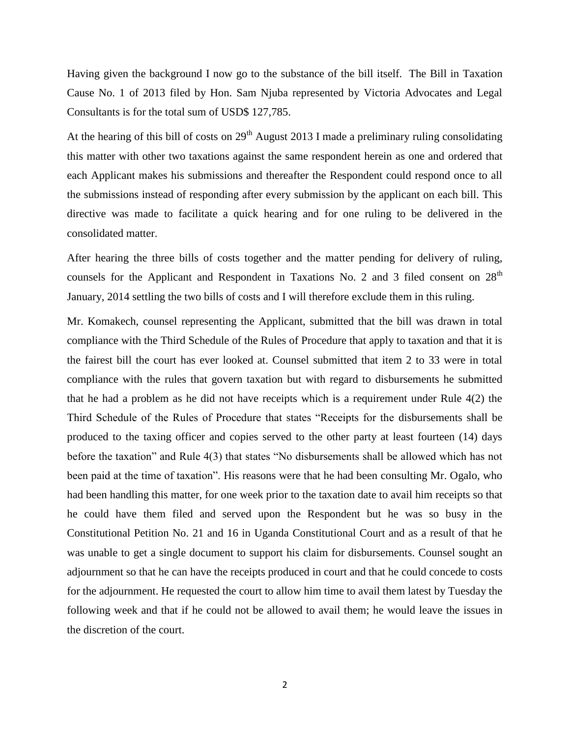Having given the background I now go to the substance of the bill itself. The Bill in Taxation Cause No. 1 of 2013 filed by Hon. Sam Njuba represented by Victoria Advocates and Legal Consultants is for the total sum of USD$ 127,785.

At the hearing of this bill of costs on 29th August 2013 I made a preliminary ruling consolidating this matter with other two taxations against the same respondent herein as one and ordered that each Applicant makes his submissions and thereafter the Respondent could respond once to all the submissions instead of responding after every submission by the applicant on each bill. This directive was made to facilitate a quick hearing and for one ruling to be delivered in the consolidated matter.

After hearing the three bills of costs together and the matter pending for delivery of ruling, counsels for the Applicant and Respondent in Taxations No. 2 and 3 filed consent on 28th January, 2014 settling the two bills of costs and I will therefore exclude them in this ruling.

Mr. Komakech, counsel representing the Applicant, submitted that the bill was drawn in total compliance with the Third Schedule of the Rules of Procedure that apply to taxation and that it is the fairest bill the court has ever looked at. Counsel submitted that item 2 to 33 were in total compliance with the rules that govern taxation but with regard to disbursements he submitted that he had a problem as he did not have receipts which is a requirement under Rule 4(2) the Third Schedule of the Rules of Procedure that states "Receipts for the disbursements shall be produced to the taxing officer and copies served to the other party at least fourteen (14) days before the taxation" and Rule 4(3) that states "No disbursements shall be allowed which has not been paid at the time of taxation". His reasons were that he had been consulting Mr. Ogalo, who had been handling this matter, for one week prior to the taxation date to avail him receipts so that he could have them filed and served upon the Respondent but he was so busy in the Constitutional Petition No. 21 and 16 in Uganda Constitutional Court and as a result of that he was unable to get a single document to support his claim for disbursements. Counsel sought an adjournment so that he can have the receipts produced in court and that he could concede to costs for the adjournment. He requested the court to allow him time to avail them latest by Tuesday the following week and that if he could not be allowed to avail them; he would leave the issues in the discretion of the court.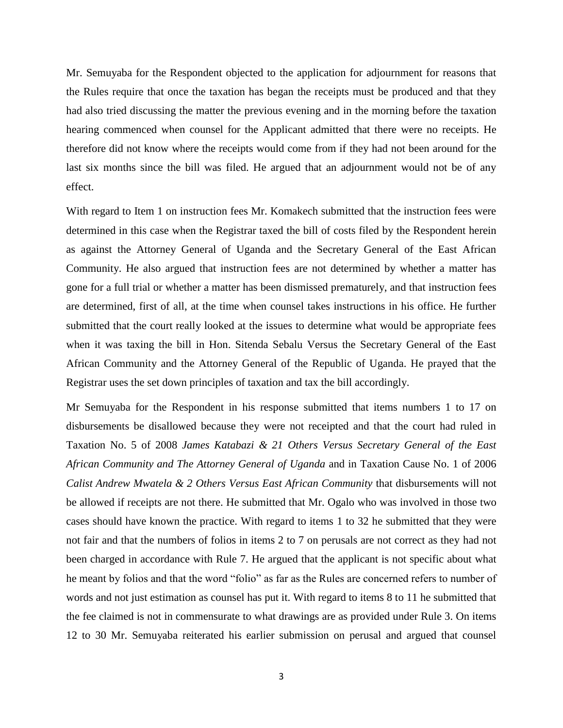Mr. Semuyaba for the Respondent objected to the application for adjournment for reasons that the Rules require that once the taxation has began the receipts must be produced and that they had also tried discussing the matter the previous evening and in the morning before the taxation hearing commenced when counsel for the Applicant admitted that there were no receipts. He therefore did not know where the receipts would come from if they had not been around for the last six months since the bill was filed. He argued that an adjournment would not be of any effect.

With regard to Item 1 on instruction fees Mr. Komakech submitted that the instruction fees were determined in this case when the Registrar taxed the bill of costs filed by the Respondent herein as against the Attorney General of Uganda and the Secretary General of the East African Community. He also argued that instruction fees are not determined by whether a matter has gone for a full trial or whether a matter has been dismissed prematurely, and that instruction fees are determined, first of all, at the time when counsel takes instructions in his office. He further submitted that the court really looked at the issues to determine what would be appropriate fees when it was taxing the bill in Hon. Sitenda Sebalu Versus the Secretary General of the East African Community and the Attorney General of the Republic of Uganda. He prayed that the Registrar uses the set down principles of taxation and tax the bill accordingly.

Mr Semuyaba for the Respondent in his response submitted that items numbers 1 to 17 on disbursements be disallowed because they were not receipted and that the court had ruled in Taxation No. 5 of 2008 *James Katabazi & 21 Others Versus Secretary General of the East African Community and The Attorney General of Uganda* and in Taxation Cause No. 1 of 2006 *Calist Andrew Mwatela & 2 Others Versus East African Community* that disbursements will not be allowed if receipts are not there. He submitted that Mr. Ogalo who was involved in those two cases should have known the practice. With regard to items 1 to 32 he submitted that they were not fair and that the numbers of folios in items 2 to 7 on perusals are not correct as they had not been charged in accordance with Rule 7. He argued that the applicant is not specific about what he meant by folios and that the word "folio" as far as the Rules are concerned refers to number of words and not just estimation as counsel has put it. With regard to items 8 to 11 he submitted that the fee claimed is not in commensurate to what drawings are as provided under Rule 3. On items 12 to 30 Mr. Semuyaba reiterated his earlier submission on perusal and argued that counsel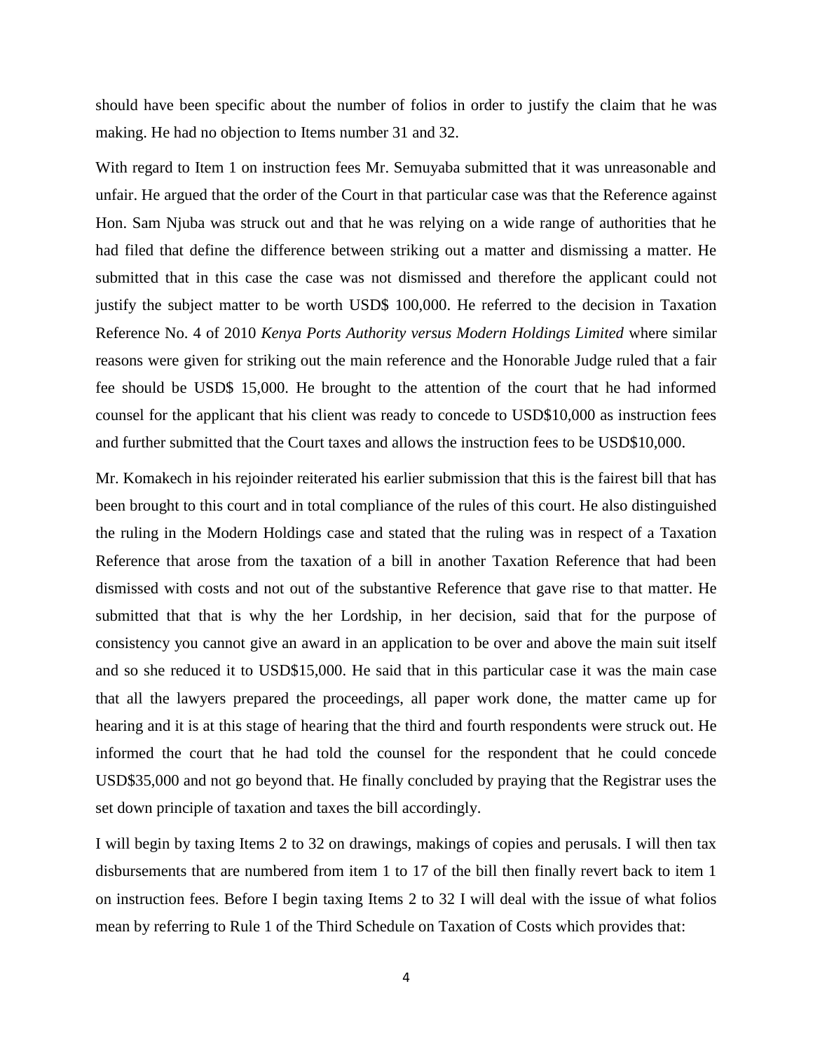should have been specific about the number of folios in order to justify the claim that he was making. He had no objection to Items number 31 and 32.

With regard to Item 1 on instruction fees Mr. Semuyaba submitted that it was unreasonable and unfair. He argued that the order of the Court in that particular case was that the Reference against Hon. Sam Njuba was struck out and that he was relying on a wide range of authorities that he had filed that define the difference between striking out a matter and dismissing a matter. He submitted that in this case the case was not dismissed and therefore the applicant could not justify the subject matter to be worth USD$ 100,000. He referred to the decision in Taxation Reference No. 4 of 2010 *Kenya Ports Authority versus Modern Holdings Limited* where similar reasons were given for striking out the main reference and the Honorable Judge ruled that a fair fee should be USD$ 15,000. He brought to the attention of the court that he had informed counsel for the applicant that his client was ready to concede to USD$10,000 as instruction fees and further submitted that the Court taxes and allows the instruction fees to be USD$10,000.

Mr. Komakech in his rejoinder reiterated his earlier submission that this is the fairest bill that has been brought to this court and in total compliance of the rules of this court. He also distinguished the ruling in the Modern Holdings case and stated that the ruling was in respect of a Taxation Reference that arose from the taxation of a bill in another Taxation Reference that had been dismissed with costs and not out of the substantive Reference that gave rise to that matter. He submitted that that is why the her Lordship, in her decision, said that for the purpose of consistency you cannot give an award in an application to be over and above the main suit itself and so she reduced it to USD$15,000. He said that in this particular case it was the main case that all the lawyers prepared the proceedings, all paper work done, the matter came up for hearing and it is at this stage of hearing that the third and fourth respondents were struck out. He informed the court that he had told the counsel for the respondent that he could concede USD$35,000 and not go beyond that. He finally concluded by praying that the Registrar uses the set down principle of taxation and taxes the bill accordingly.

I will begin by taxing Items 2 to 32 on drawings, makings of copies and perusals. I will then tax disbursements that are numbered from item 1 to 17 of the bill then finally revert back to item 1 on instruction fees. Before I begin taxing Items 2 to 32 I will deal with the issue of what folios mean by referring to Rule 1 of the Third Schedule on Taxation of Costs which provides that: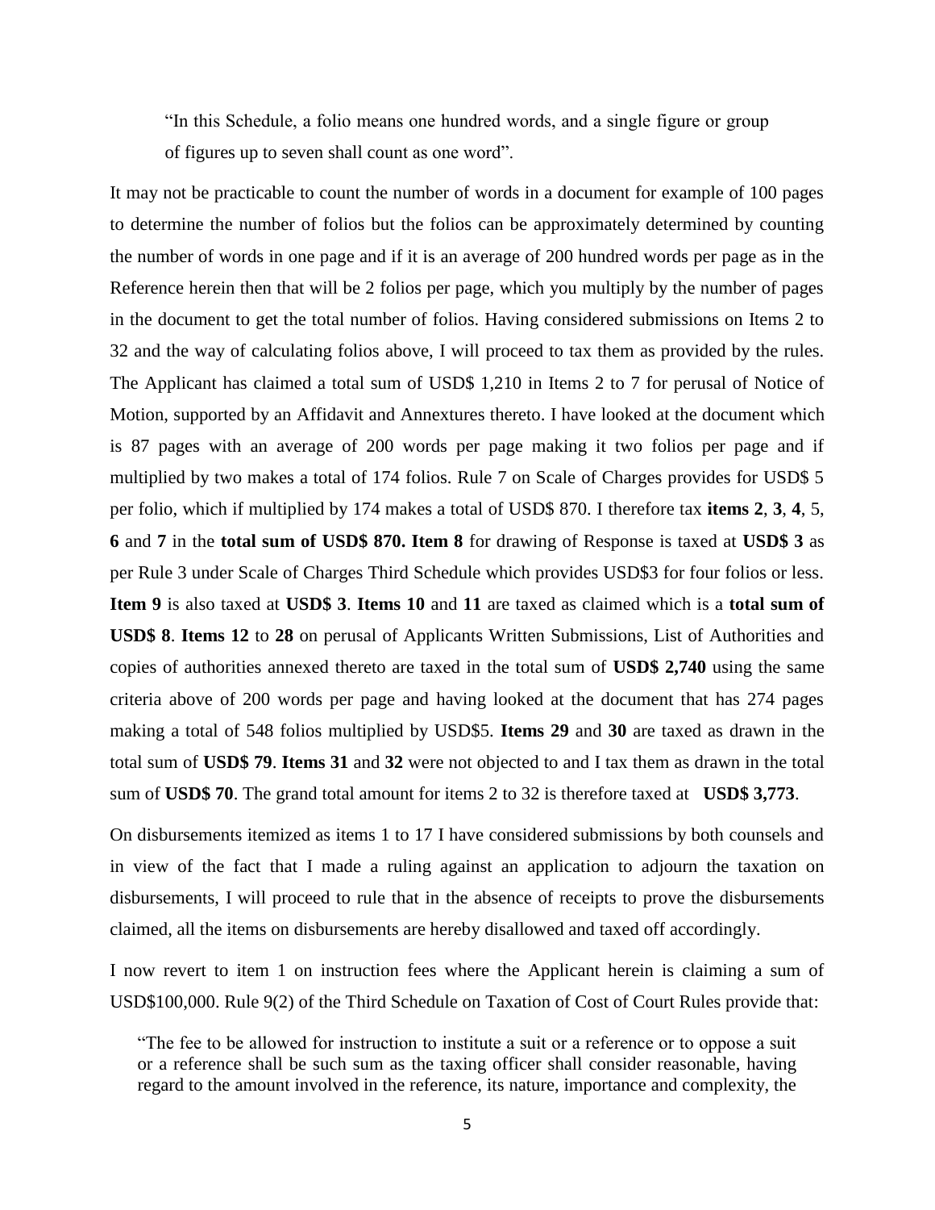"In this Schedule, a folio means one hundred words, and a single figure or group of figures up to seven shall count as one word".

It may not be practicable to count the number of words in a document for example of 100 pages to determine the number of folios but the folios can be approximately determined by counting the number of words in one page and if it is an average of 200 hundred words per page as in the Reference herein then that will be 2 folios per page, which you multiply by the number of pages in the document to get the total number of folios. Having considered submissions on Items 2 to 32 and the way of calculating folios above, I will proceed to tax them as provided by the rules. The Applicant has claimed a total sum of USD$ 1,210 in Items 2 to 7 for perusal of Notice of Motion, supported by an Affidavit and Annextures thereto. I have looked at the document which is 87 pages with an average of 200 words per page making it two folios per page and if multiplied by two makes a total of 174 folios. Rule 7 on Scale of Charges provides for USD$ 5 per folio, which if multiplied by 174 makes a total of USD$ 870. I therefore tax **items 2**, **3**, **4**, 5, **6** and **7** in the **total sum of USD$ 870. Item 8** for drawing of Response is taxed at **USD$ 3** as per Rule 3 under Scale of Charges Third Schedule which provides USD$3 for four folios or less. **Item 9** is also taxed at **USD$ 3**. **Items 10** and **11** are taxed as claimed which is a **total sum of USD$ 8**. **Items 12** to **28** on perusal of Applicants Written Submissions, List of Authorities and copies of authorities annexed thereto are taxed in the total sum of **USD$ 2,740** using the same criteria above of 200 words per page and having looked at the document that has 274 pages making a total of 548 folios multiplied by USD$5. **Items 29** and **30** are taxed as drawn in the total sum of **USD$ 79**. **Items 31** and **32** were not objected to and I tax them as drawn in the total sum of **USD$ 70**. The grand total amount for items 2 to 32 is therefore taxed at **USD$ 3,773**.

On disbursements itemized as items 1 to 17 I have considered submissions by both counsels and in view of the fact that I made a ruling against an application to adjourn the taxation on disbursements, I will proceed to rule that in the absence of receipts to prove the disbursements claimed, all the items on disbursements are hereby disallowed and taxed off accordingly.

I now revert to item 1 on instruction fees where the Applicant herein is claiming a sum of USD$100,000. Rule 9(2) of the Third Schedule on Taxation of Cost of Court Rules provide that:

> "The fee to be allowed for instruction to institute a suit or a reference or to oppose a suit or a reference shall be such sum as the taxing officer shall consider reasonable, having regard to the amount involved in the reference, its nature, importance and complexity, the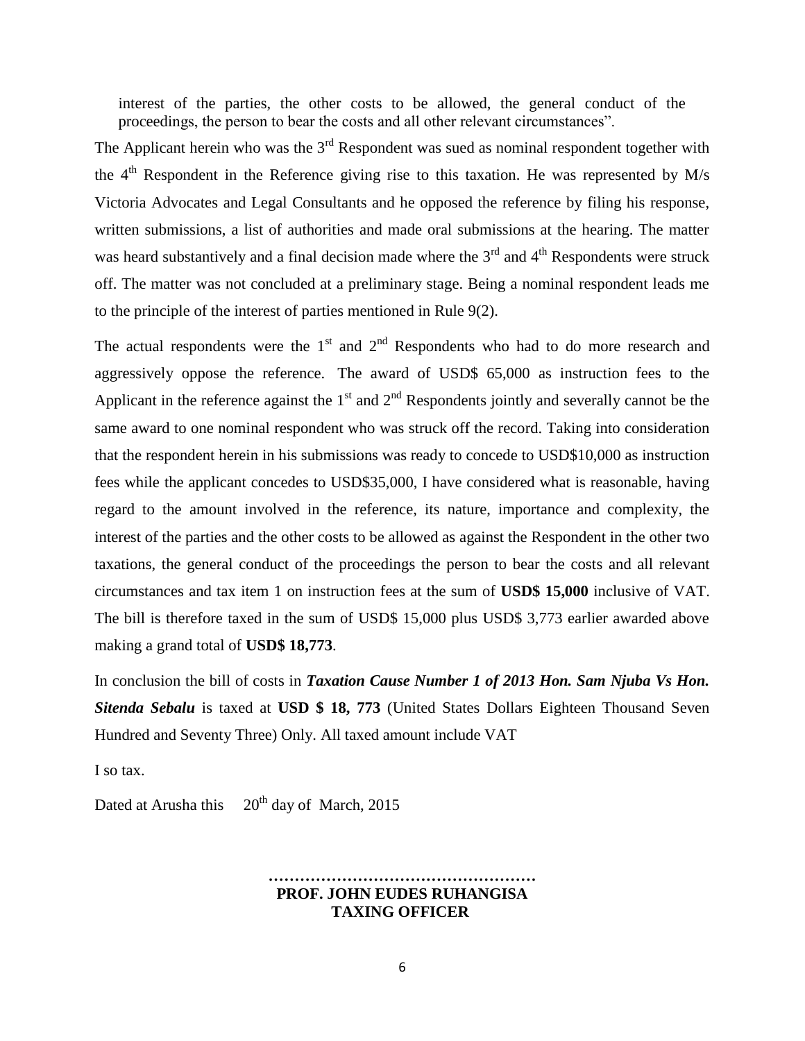interest of the parties, the other costs to be allowed, the general conduct of the proceedings, the person to bear the costs and all other relevant circumstances".

The Applicant herein who was the 3rd Respondent was sued as nominal respondent together with the 4th Respondent in the Reference giving rise to this taxation. He was represented by M/s Victoria Advocates and Legal Consultants and he opposed the reference by filing his response, written submissions, a list of authorities and made oral submissions at the hearing. The matter was heard substantively and a final decision made where the 3rd and 4th Respondents were struck off. The matter was not concluded at a preliminary stage. Being a nominal respondent leads me to the principle of the interest of parties mentioned in Rule 9(2).

The actual respondents were the 1st and 2nd Respondents who had to do more research and aggressively oppose the reference. The award of USD$ 65,000 as instruction fees to the Applicant in the reference against the 1st and 2nd Respondents jointly and severally cannot be the same award to one nominal respondent who was struck off the record. Taking into consideration that the respondent herein in his submissions was ready to concede to USD$10,000 as instruction fees while the applicant concedes to USD$35,000, I have considered what is reasonable, having regard to the amount involved in the reference, its nature, importance and complexity, the interest of the parties and the other costs to be allowed as against the Respondent in the other two taxations, the general conduct of the proceedings the person to bear the costs and all relevant circumstances and tax item 1 on instruction fees at the sum of **USD$ 15,000** inclusive of VAT. The bill is therefore taxed in the sum of USD$ 15,000 plus USD$ 3,773 earlier awarded above making a grand total of **USD$ 18,773**.

In conclusion the bill of costs in ***Taxation Cause Number 1 of 2013 Hon. Sam Njuba Vs Hon. Sitenda Sebalu*** is taxed at **USD $ 18, 773** (United States Dollars Eighteen Thousand Seven Hundred and Seventy Three) Only. All taxed amount include VAT

I so tax.

Dated at Arusha this 20th day of March, 2015

**……………………………………………**
**PROF. JOHN EUDES RUHANGISA**
**TAXING OFFICER**